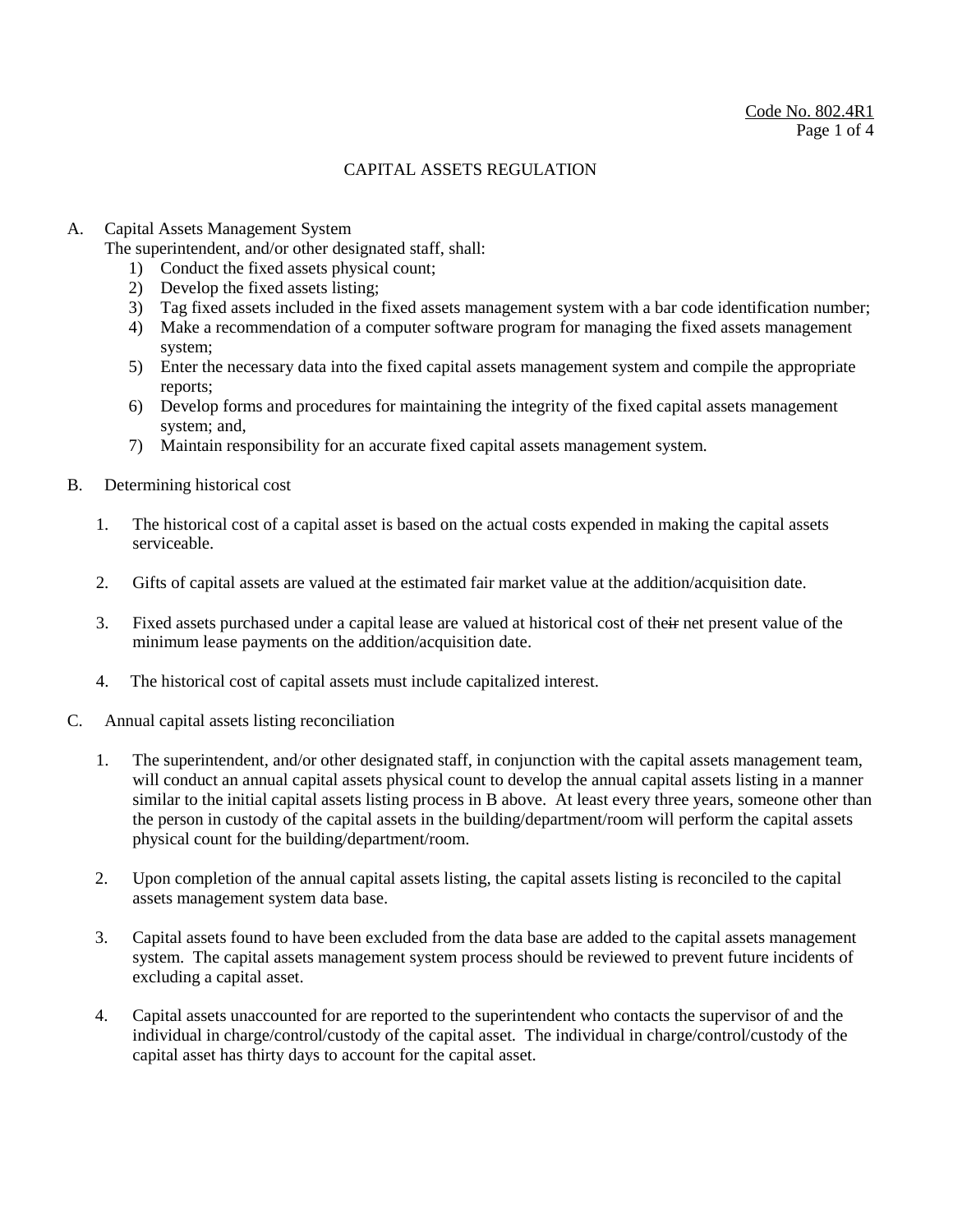Code No. 802.4R1

# CAPITAL ASSETS REGULATION

A. Capital Assets Management System

The superintendent, and/or other designated staff, shall:

1) Conduct the fixed assets physical count;
2) Develop the fixed assets listing;
3) Tag fixed assets included in the fixed assets management system with a bar code identification number;
4) Make a recommendation of a computer software program for managing the fixed assets management system;
5) Enter the necessary data into the fixed capital assets management system and compile the appropriate reports;
6) Develop forms and procedures for maintaining the integrity of the fixed capital assets management system; and,
7) Maintain responsibility for an accurate fixed capital assets management system.

B. Determining historical cost

1. The historical cost of a capital asset is based on the actual costs expended in making the capital assets serviceable.

2. Gifts of capital assets are valued at the estimated fair market value at the addition/acquisition date.

3. Fixed assets purchased under a capital lease are valued at historical cost of the~~ir~~ net present value of the minimum lease payments on the addition/acquisition date.

4. The historical cost of capital assets must include capitalized interest.

C. Annual capital assets listing reconciliation

1. The superintendent, and/or other designated staff, in conjunction with the capital assets management team, will conduct an annual capital assets physical count to develop the annual capital assets listing in a manner similar to the initial capital assets listing process in B above. At least every three years, someone other than the person in custody of the capital assets in the building/department/room will perform the capital assets physical count for the building/department/room.

2. Upon completion of the annual capital assets listing, the capital assets listing is reconciled to the capital assets management system data base.

3. Capital assets found to have been excluded from the data base are added to the capital assets management system. The capital assets management system process should be reviewed to prevent future incidents of excluding a capital asset.

4. Capital assets unaccounted for are reported to the superintendent who contacts the supervisor of and the individual in charge/control/custody of the capital asset. The individual in charge/control/custody of the capital asset has thirty days to account for the capital asset.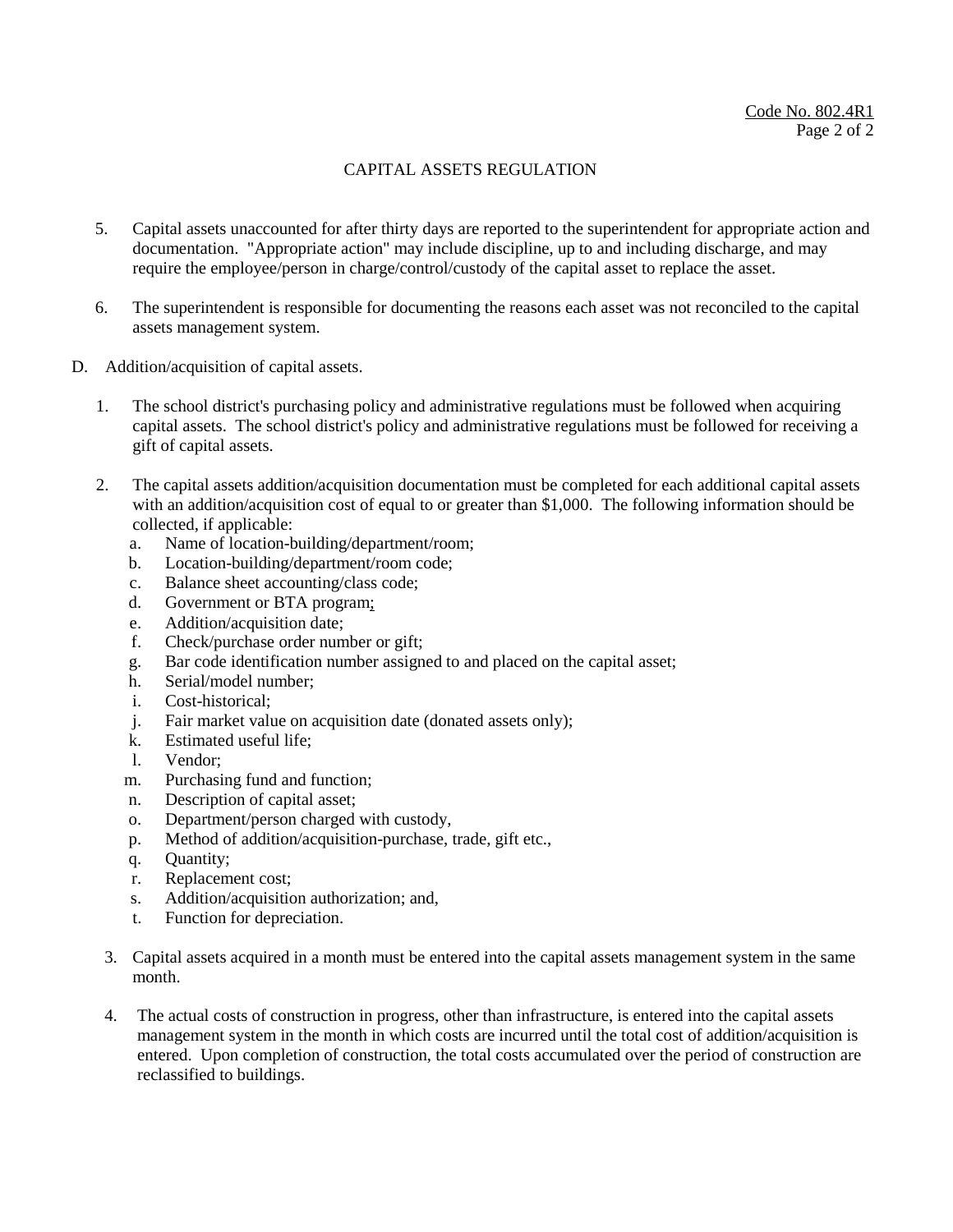# CAPITAL ASSETS REGULATION

5. Capital assets unaccounted for after thirty days are reported to the superintendent for appropriate action and documentation. "Appropriate action" may include discipline, up to and including discharge, and may require the employee/person in charge/control/custody of the capital asset to replace the asset.

6. The superintendent is responsible for documenting the reasons each asset was not reconciled to the capital assets management system.

D. Addition/acquisition of capital assets.

1. The school district's purchasing policy and administrative regulations must be followed when acquiring capital assets. The school district's policy and administrative regulations must be followed for receiving a gift of capital assets.

2. The capital assets addition/acquisition documentation must be completed for each additional capital assets with an addition/acquisition cost of equal to or greater than $1,000. The following information should be collected, if applicable:
   a. Name of location-building/department/room;
   b. Location-building/department/room code;
   c. Balance sheet accounting/class code;
   d. Government or BTA program;
   e. Addition/acquisition date;
   f. Check/purchase order number or gift;
   g. Bar code identification number assigned to and placed on the capital asset;
   h. Serial/model number;
   i. Cost-historical;
   j. Fair market value on acquisition date (donated assets only);
   k. Estimated useful life;
   l. Vendor;
   m. Purchasing fund and function;
   n. Description of capital asset;
   o. Department/person charged with custody,
   p. Method of addition/acquisition-purchase, trade, gift etc.,
   q. Quantity;
   r. Replacement cost;
   s. Addition/acquisition authorization; and,
   t. Function for depreciation.

3. Capital assets acquired in a month must be entered into the capital assets management system in the same month.

4. The actual costs of construction in progress, other than infrastructure, is entered into the capital assets management system in the month in which costs are incurred until the total cost of addition/acquisition is entered. Upon completion of construction, the total costs accumulated over the period of construction are reclassified to buildings.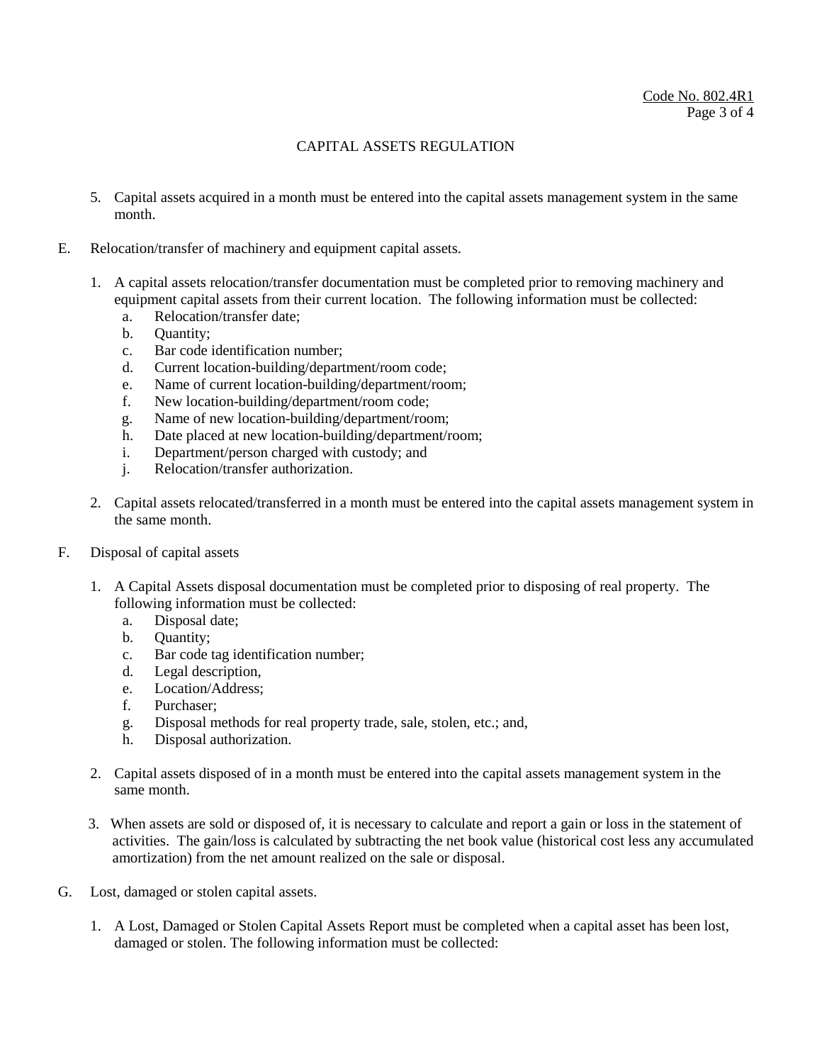# CAPITAL ASSETS REGULATION

5. Capital assets acquired in a month must be entered into the capital assets management system in the same month.

E. Relocation/transfer of machinery and equipment capital assets.

1. A capital assets relocation/transfer documentation must be completed prior to removing machinery and equipment capital assets from their current location. The following information must be collected:
   a. Relocation/transfer date;
   b. Quantity;
   c. Bar code identification number;
   d. Current location-building/department/room code;
   e. Name of current location-building/department/room;
   f. New location-building/department/room code;
   g. Name of new location-building/department/room;
   h. Date placed at new location-building/department/room;
   i. Department/person charged with custody; and
   j. Relocation/transfer authorization.

2. Capital assets relocated/transferred in a month must be entered into the capital assets management system in the same month.

F. Disposal of capital assets

1. A Capital Assets disposal documentation must be completed prior to disposing of real property. The following information must be collected:
   a. Disposal date;
   b. Quantity;
   c. Bar code tag identification number;
   d. Legal description,
   e. Location/Address;
   f. Purchaser;
   g. Disposal methods for real property trade, sale, stolen, etc.; and,
   h. Disposal authorization.

2. Capital assets disposed of in a month must be entered into the capital assets management system in the same month.

3. When assets are sold or disposed of, it is necessary to calculate and report a gain or loss in the statement of activities. The gain/loss is calculated by subtracting the net book value (historical cost less any accumulated amortization) from the net amount realized on the sale or disposal.

G. Lost, damaged or stolen capital assets.

1. A Lost, Damaged or Stolen Capital Assets Report must be completed when a capital asset has been lost, damaged or stolen. The following information must be collected: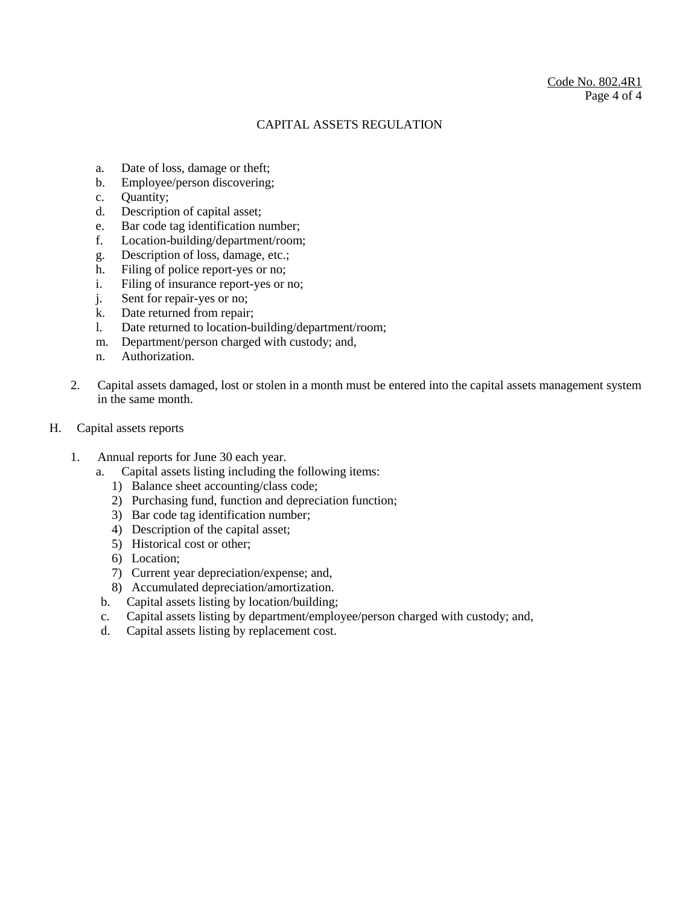# CAPITAL ASSETS REGULATION

a. Date of loss, damage or theft;
b. Employee/person discovering;
c. Quantity;
d. Description of capital asset;
e. Bar code tag identification number;
f. Location-building/department/room;
g. Description of loss, damage, etc.;
h. Filing of police report-yes or no;
i. Filing of insurance report-yes or no;
j. Sent for repair-yes or no;
k. Date returned from repair;
l. Date returned to location-building/department/room;
m. Department/person charged with custody; and,
n. Authorization.

2. Capital assets damaged, lost or stolen in a month must be entered into the capital assets management system in the same month.

H. Capital assets reports

1. Annual reports for June 30 each year.
   a. Capital assets listing including the following items:
      1) Balance sheet accounting/class code;
      2) Purchasing fund, function and depreciation function;
      3) Bar code tag identification number;
      4) Description of the capital asset;
      5) Historical cost or other;
      6) Location;
      7) Current year depreciation/expense; and,
      8) Accumulated depreciation/amortization.
   b. Capital assets listing by location/building;
   c. Capital assets listing by department/employee/person charged with custody; and,
   d. Capital assets listing by replacement cost.